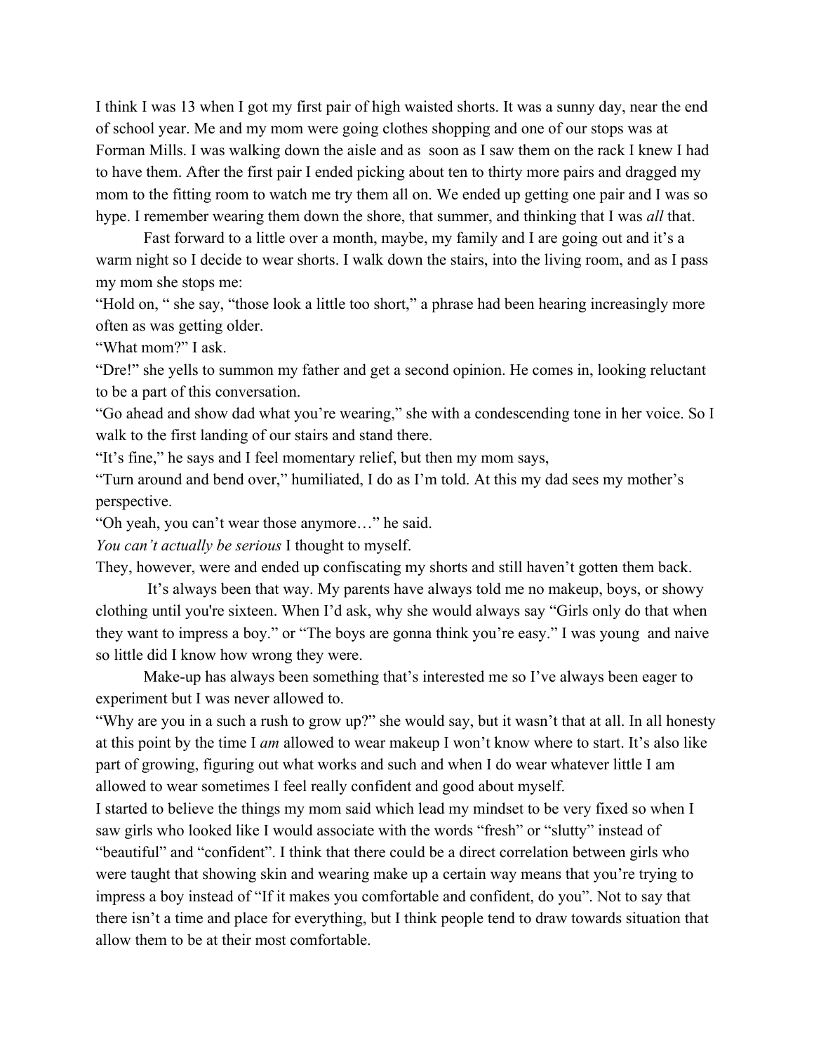I think I was 13 when I got my first pair of high waisted shorts. It was a sunny day, near the end of school year. Me and my mom were going clothes shopping and one of our stops was at Forman Mills. I was walking down the aisle and as soon as I saw them on the rack I knew I had to have them. After the first pair I ended picking about ten to thirty more pairs and dragged my mom to the fitting room to watch me try them all on. We ended up getting one pair and I was so hype. I remember wearing them down the shore, that summer, and thinking that I was *all* that.

Fast forward to a little over a month, maybe, my family and I are going out and it's a warm night so I decide to wear shorts. I walk down the stairs, into the living room, and as I pass my mom she stops me:

"Hold on, " she say, "those look a little too short," a phrase had been hearing increasingly more often as was getting older.

"What mom?" I ask.

"Dre!" she yells to summon my father and get a second opinion. He comes in, looking reluctant to be a part of this conversation.

"Go ahead and show dad what you're wearing," she with a condescending tone in her voice. So I walk to the first landing of our stairs and stand there.

"It's fine," he says and I feel momentary relief, but then my mom says,

"Turn around and bend over," humiliated, I do as I'm told. At this my dad sees my mother's perspective.

"Oh yeah, you can't wear those anymore…" he said.

*You can't actually be serious* I thought to myself.

They, however, were and ended up confiscating my shorts and still haven't gotten them back.

It's always been that way. My parents have always told me no makeup, boys, or showy clothing until you're sixteen. When I'd ask, why she would always say "Girls only do that when they want to impress a boy." or "The boys are gonna think you're easy." I was young and naive so little did I know how wrong they were.

Make-up has always been something that's interested me so I've always been eager to experiment but I was never allowed to.

"Why are you in a such a rush to grow up?" she would say, but it wasn't that at all. In all honesty at this point by the time I *am* allowed to wear makeup I won't know where to start. It's also like part of growing, figuring out what works and such and when I do wear whatever little I am allowed to wear sometimes I feel really confident and good about myself.

I started to believe the things my mom said which lead my mindset to be very fixed so when I saw girls who looked like I would associate with the words "fresh" or "slutty" instead of "beautiful" and "confident". I think that there could be a direct correlation between girls who were taught that showing skin and wearing make up a certain way means that you're trying to impress a boy instead of "If it makes you comfortable and confident, do you". Not to say that there isn't a time and place for everything, but I think people tend to draw towards situation that allow them to be at their most comfortable.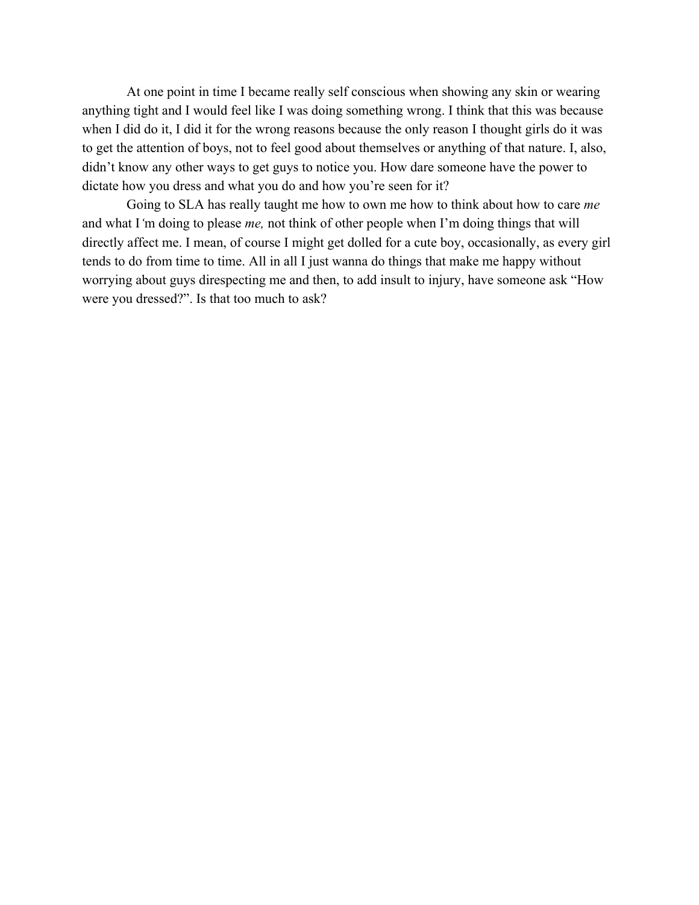At one point in time I became really self conscious when showing any skin or wearing anything tight and I would feel like I was doing something wrong. I think that this was because when I did do it, I did it for the wrong reasons because the only reason I thought girls do it was to get the attention of boys, not to feel good about themselves or anything of that nature. I, also, didn't know any other ways to get guys to notice you. How dare someone have the power to dictate how you dress and what you do and how you're seen for it?

Going to SLA has really taught me how to own me how to think about how to care *me* and what I'm doing to please *me,* not think of other people when I'm doing things that will directly affect me. I mean, of course I might get dolled for a cute boy, occasionally, as every girl tends to do from time to time. All in all I just wanna do things that make me happy without worrying about guys direspecting me and then, to add insult to injury, have someone ask "How were you dressed?". Is that too much to ask?